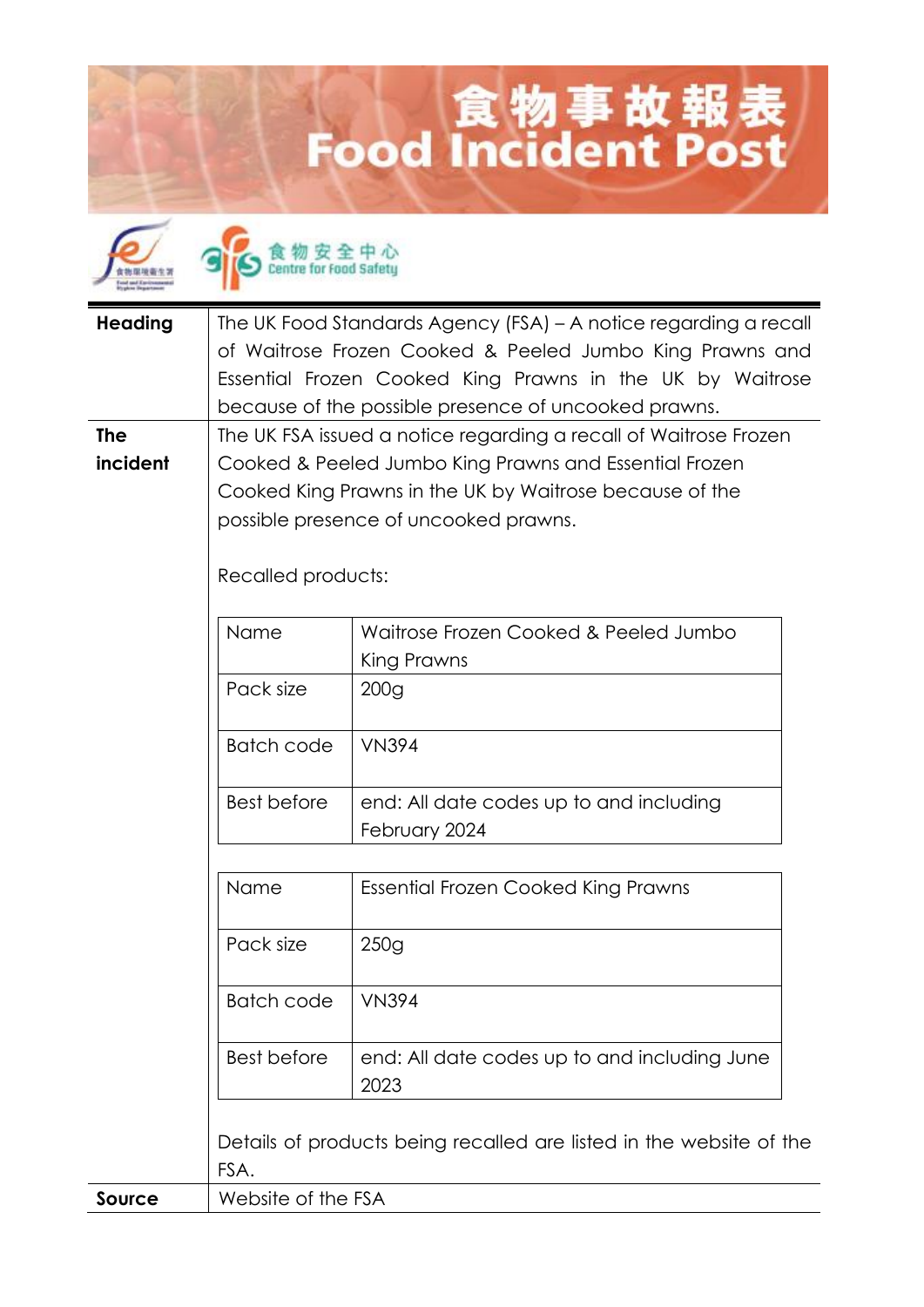# 食物事故報表
# Food Incident Post

食物安全中心 Centre for Food Safety

| | |
|---|---|
| **Heading** | The UK Food Standards Agency (FSA) – A notice regarding a recall of Waitrose Frozen Cooked & Peeled Jumbo King Prawns and Essential Frozen Cooked King Prawns in the UK by Waitrose because of the possible presence of uncooked prawns. |
| **The incident** | The UK FSA issued a notice regarding a recall of Waitrose Frozen Cooked & Peeled Jumbo King Prawns and Essential Frozen Cooked King Prawns in the UK by Waitrose because of the possible presence of uncooked prawns. |

Recalled products:

| Name | Waitrose Frozen Cooked & Peeled Jumbo King Prawns |
|---|---|
| Pack size | 200g |
| Batch code | VN394 |
| Best before | end: All date codes up to and including February 2024 |

| Name | Essential Frozen Cooked King Prawns |
|---|---|
| Pack size | 250g |
| Batch code | VN394 |
| Best before | end: All date codes up to and including June 2023 |

Details of products being recalled are listed in the website of the FSA.

| | |
|---|---|
| **Source** | Website of the FSA |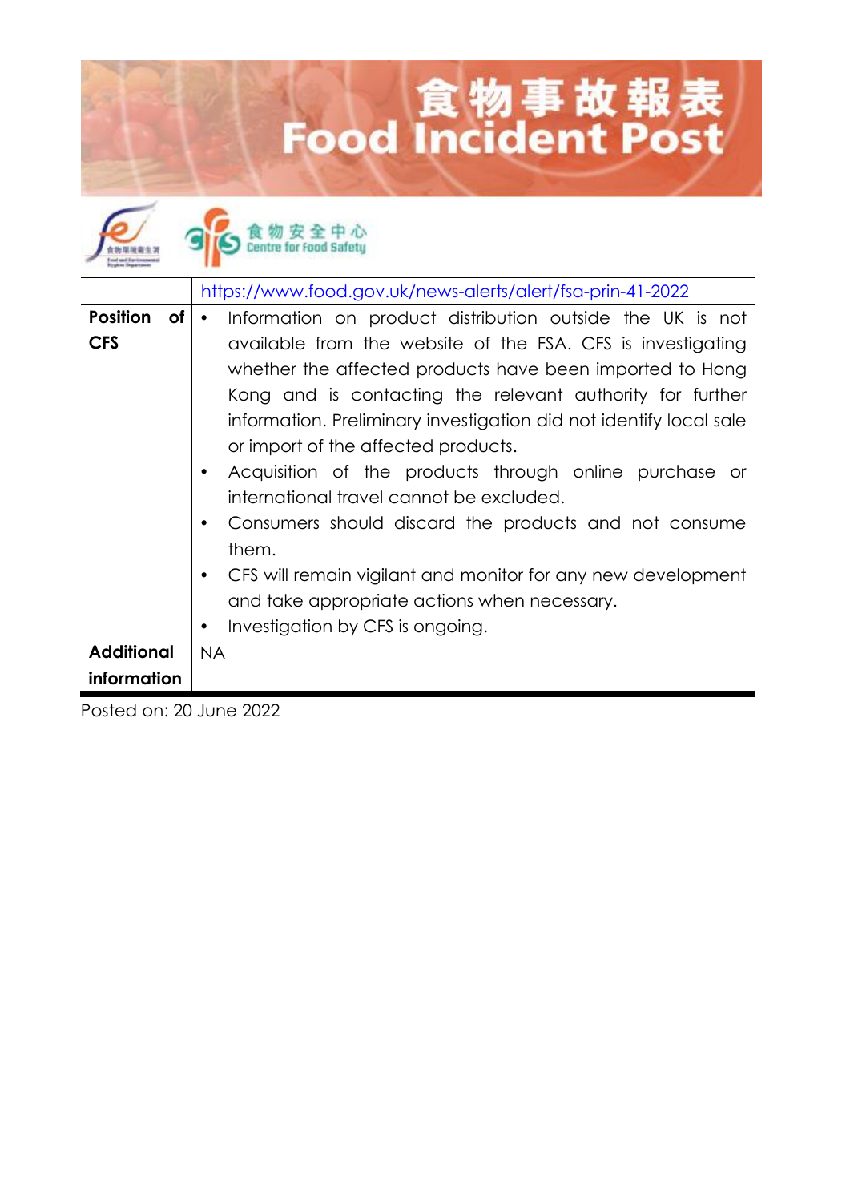# 食物事故報表
# Food Incident Post

食物環境衞生署 Food and Environmental Hygiene Department

食物安全中心 Centre for Food Safety

| | |
|---|---|
| | https://www.food.gov.uk/news-alerts/alert/fsa-prin-41-2022 |
| **Position of CFS** | • Information on product distribution outside the UK is not available from the website of the FSA. CFS is investigating whether the affected products have been imported to Hong Kong and is contacting the relevant authority for further information. Preliminary investigation did not identify local sale or import of the affected products.<br>• Acquisition of the products through online purchase or international travel cannot be excluded.<br>• Consumers should discard the products and not consume them.<br>• CFS will remain vigilant and monitor for any new development and take appropriate actions when necessary.<br>• Investigation by CFS is ongoing. |
| **Additional information** | NA |

Posted on: 20 June 2022